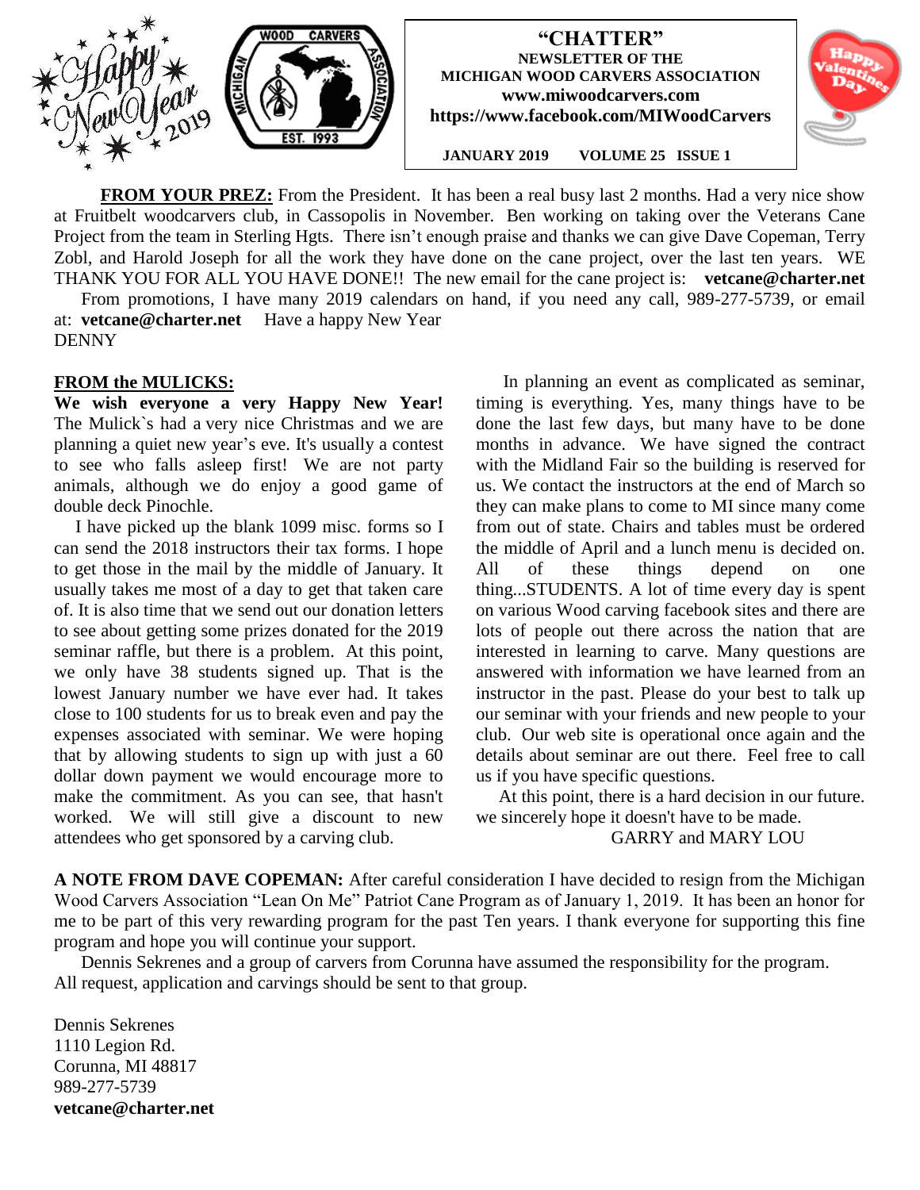# "CHATTER"

**NEWSLETTER OF THE MICHIGAN WOOD CARVERS ASSOCIATION**

**www.miwoodcarvers.com**

**https://www.facebook.com/MIWoodCarvers**

**JANUARY 2019 VOLUME 25 ISSUE 1**

**FROM YOUR PREZ:** From the President. It has been a real busy last 2 months. Had a very nice show at Fruitbelt woodcarvers club, in Cassopolis in November. Ben working on taking over the Veterans Cane Project from the team in Sterling Hgts. There isn't enough praise and thanks we can give Dave Copeman, Terry Zobl, and Harold Joseph for all the work they have done on the cane project, over the last ten years. WE THANK YOU FOR ALL YOU HAVE DONE!! The new email for the cane project is: **vetcane@charter.net**

From promotions, I have many 2019 calendars on hand, if you need any call, 989-277-5739, or email at: **vetcane@charter.net** Have a happy New Year

DENNY

**FROM the MULICKS:**

**We wish everyone a very Happy New Year!** The Mulick`s had a very nice Christmas and we are planning a quiet new year's eve. It's usually a contest to see who falls asleep first! We are not party animals, although we do enjoy a good game of double deck Pinochle.

I have picked up the blank 1099 misc. forms so I can send the 2018 instructors their tax forms. I hope to get those in the mail by the middle of January. It usually takes me most of a day to get that taken care of. It is also time that we send out our donation letters to see about getting some prizes donated for the 2019 seminar raffle, but there is a problem. At this point, we only have 38 students signed up. That is the lowest January number we have ever had. It takes close to 100 students for us to break even and pay the expenses associated with seminar. We were hoping that by allowing students to sign up with just a 60 dollar down payment we would encourage more to make the commitment. As you can see, that hasn't worked. We will still give a discount to new attendees who get sponsored by a carving club.

In planning an event as complicated as seminar, timing is everything. Yes, many things have to be done the last few days, but many have to be done months in advance. We have signed the contract with the Midland Fair so the building is reserved for us. We contact the instructors at the end of March so they can make plans to come to MI since many come from out of state. Chairs and tables must be ordered the middle of April and a lunch menu is decided on. All of these things depend on one thing...STUDENTS. A lot of time every day is spent on various Wood carving facebook sites and there are lots of people out there across the nation that are interested in learning to carve. Many questions are answered with information we have learned from an instructor in the past. Please do your best to talk up our seminar with your friends and new people to your club. Our web site is operational once again and the details about seminar are out there. Feel free to call us if you have specific questions.

At this point, there is a hard decision in our future. we sincerely hope it doesn't have to be made.

GARRY and MARY LOU

**A NOTE FROM DAVE COPEMAN:** After careful consideration I have decided to resign from the Michigan Wood Carvers Association "Lean On Me" Patriot Cane Program as of January 1, 2019. It has been an honor for me to be part of this very rewarding program for the past Ten years. I thank everyone for supporting this fine program and hope you will continue your support.

Dennis Sekrenes and a group of carvers from Corunna have assumed the responsibility for the program. All request, application and carvings should be sent to that group.

Dennis Sekrenes
1110 Legion Rd.
Corunna, MI 48817
989-277-5739
**vetcane@charter.net**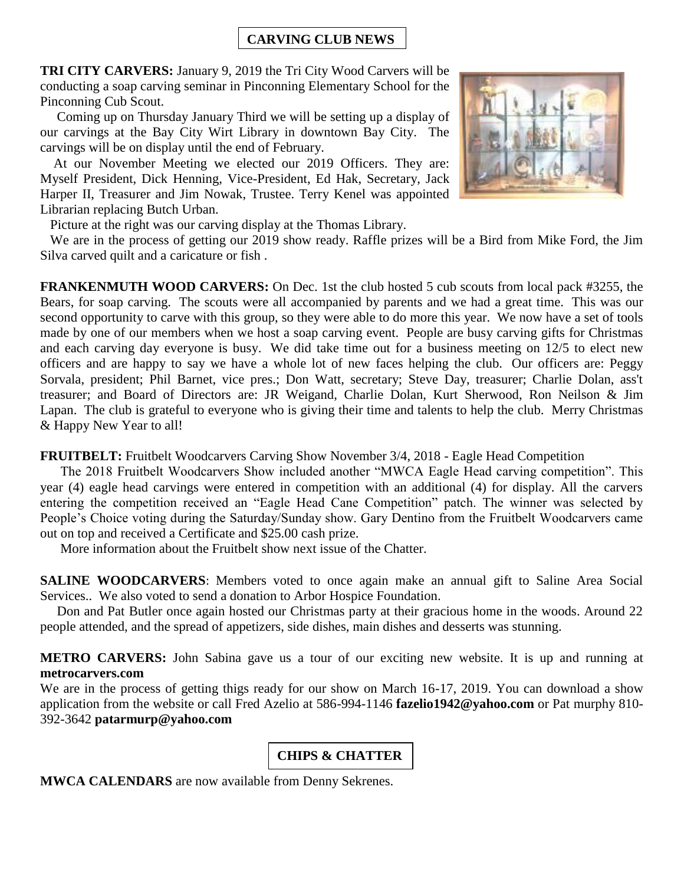## CARVING CLUB NEWS

**TRI CITY CARVERS:** January 9, 2019 the Tri City Wood Carvers will be conducting a soap carving seminar in Pinconning Elementary School for the Pinconning Cub Scout.

Coming up on Thursday January Third we will be setting up a display of our carvings at the Bay City Wirt Library in downtown Bay City. The carvings will be on display until the end of February.

At our November Meeting we elected our 2019 Officers. They are: Myself President, Dick Henning, Vice-President, Ed Hak, Secretary, Jack Harper II, Treasurer and Jim Nowak, Trustee. Terry Kenel was appointed Librarian replacing Butch Urban.

Picture at the right was our carving display at the Thomas Library.

We are in the process of getting our 2019 show ready. Raffle prizes will be a Bird from Mike Ford, the Jim Silva carved quilt and a caricature or fish .

**FRANKENMUTH WOOD CARVERS:** On Dec. 1st the club hosted 5 cub scouts from local pack #3255, the Bears, for soap carving. The scouts were all accompanied by parents and we had a great time. This was our second opportunity to carve with this group, so they were able to do more this year. We now have a set of tools made by one of our members when we host a soap carving event. People are busy carving gifts for Christmas and each carving day everyone is busy. We did take time out for a business meeting on 12/5 to elect new officers and are happy to say we have a whole lot of new faces helping the club. Our officers are: Peggy Sorvala, president; Phil Barnet, vice pres.; Don Watt, secretary; Steve Day, treasurer; Charlie Dolan, ass't treasurer; and Board of Directors are: JR Weigand, Charlie Dolan, Kurt Sherwood, Ron Neilson & Jim Lapan. The club is grateful to everyone who is giving their time and talents to help the club. Merry Christmas & Happy New Year to all!

**FRUITBELT:** Fruitbelt Woodcarvers Carving Show November 3/4, 2018 - Eagle Head Competition

The 2018 Fruitbelt Woodcarvers Show included another "MWCA Eagle Head carving competition". This year (4) eagle head carvings were entered in competition with an additional (4) for display. All the carvers entering the competition received an "Eagle Head Cane Competition" patch. The winner was selected by People's Choice voting during the Saturday/Sunday show. Gary Dentino from the Fruitbelt Woodcarvers came out on top and received a Certificate and $25.00 cash prize.

More information about the Fruitbelt show next issue of the Chatter.

**SALINE WOODCARVERS**: Members voted to once again make an annual gift to Saline Area Social Services.. We also voted to send a donation to Arbor Hospice Foundation.

Don and Pat Butler once again hosted our Christmas party at their gracious home in the woods. Around 22 people attended, and the spread of appetizers, side dishes, main dishes and desserts was stunning.

**METRO CARVERS:** John Sabina gave us a tour of our exciting new website. It is up and running at **metrocarvers.com**

We are in the process of getting thigs ready for our show on March 16-17, 2019. You can download a show application from the website or call Fred Azelio at 586-994-1146 **fazelio1942@yahoo.com** or Pat murphy 810-392-3642 **patarmurp@yahoo.com**

## CHIPS & CHATTER

**MWCA CALENDARS** are now available from Denny Sekrenes.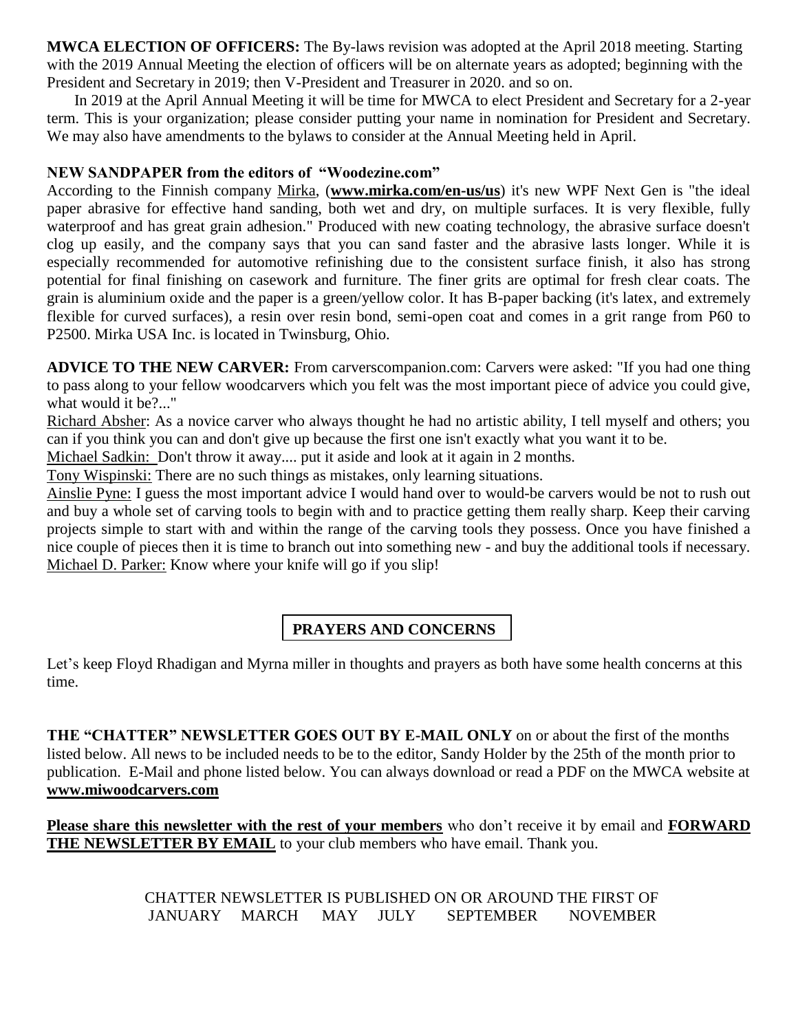**MWCA ELECTION OF OFFICERS:** The By-laws revision was adopted at the April 2018 meeting. Starting with the 2019 Annual Meeting the election of officers will be on alternate years as adopted; beginning with the President and Secretary in 2019; then V-President and Treasurer in 2020. and so on.

In 2019 at the April Annual Meeting it will be time for MWCA to elect President and Secretary for a 2-year term. This is your organization; please consider putting your name in nomination for President and Secretary. We may also have amendments to the bylaws to consider at the Annual Meeting held in April.

**NEW SANDPAPER from the editors of "Woodezine.com"**

According to the Finnish company Mirka, (**www.mirka.com/en-us/us**) it's new WPF Next Gen is "the ideal paper abrasive for effective hand sanding, both wet and dry, on multiple surfaces. It is very flexible, fully waterproof and has great grain adhesion." Produced with new coating technology, the abrasive surface doesn't clog up easily, and the company says that you can sand faster and the abrasive lasts longer. While it is especially recommended for automotive refinishing due to the consistent surface finish, it also has strong potential for final finishing on casework and furniture. The finer grits are optimal for fresh clear coats. The grain is aluminium oxide and the paper is a green/yellow color. It has B-paper backing (it's latex, and extremely flexible for curved surfaces), a resin over resin bond, semi-open coat and comes in a grit range from P60 to P2500. Mirka USA Inc. is located in Twinsburg, Ohio.

**ADVICE TO THE NEW CARVER:** From carverscompanion.com: Carvers were asked: "If you had one thing to pass along to your fellow woodcarvers which you felt was the most important piece of advice you could give, what would it be?..."

Richard Absher: As a novice carver who always thought he had no artistic ability, I tell myself and others; you can if you think you can and don't give up because the first one isn't exactly what you want it to be.

Michael Sadkin: Don't throw it away.... put it aside and look at it again in 2 months.

Tony Wispinski: There are no such things as mistakes, only learning situations.

Ainslie Pyne: I guess the most important advice I would hand over to would-be carvers would be not to rush out and buy a whole set of carving tools to begin with and to practice getting them really sharp. Keep their carving projects simple to start with and within the range of the carving tools they possess. Once you have finished a nice couple of pieces then it is time to branch out into something new - and buy the additional tools if necessary.

Michael D. Parker: Know where your knife will go if you slip!

## PRAYERS AND CONCERNS

Let's keep Floyd Rhadigan and Myrna miller in thoughts and prayers as both have some health concerns at this time.

**THE "CHATTER" NEWSLETTER GOES OUT BY E-MAIL ONLY** on or about the first of the months listed below. All news to be included needs to be to the editor, Sandy Holder by the 25th of the month prior to publication. E-Mail and phone listed below. You can always download or read a PDF on the MWCA website at **www.miwoodcarvers.com**

**Please share this newsletter with the rest of your members** who don't receive it by email and **FORWARD THE NEWSLETTER BY EMAIL** to your club members who have email. Thank you.

CHATTER NEWSLETTER IS PUBLISHED ON OR AROUND THE FIRST OF
JANUARY MARCH MAY JULY SEPTEMBER NOVEMBER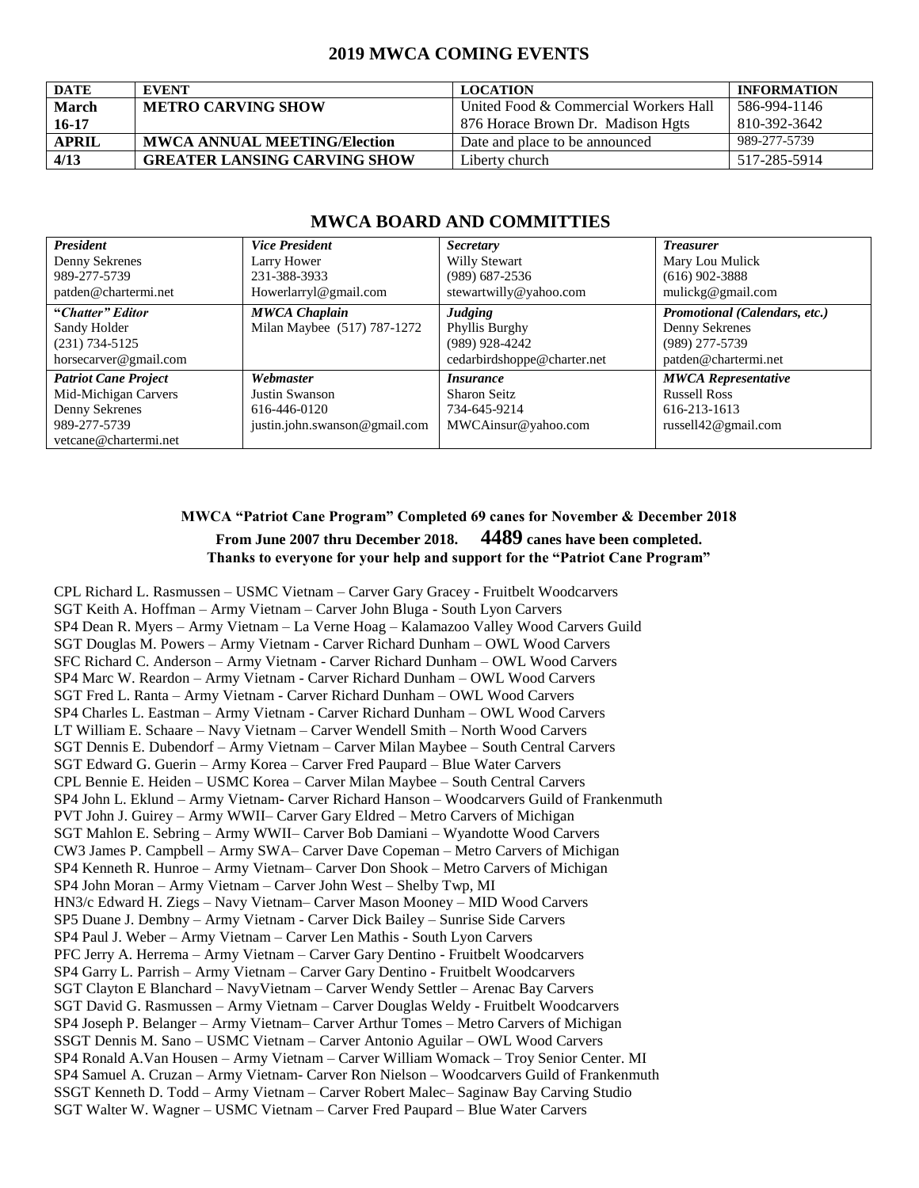## 2019 MWCA COMING EVENTS

| DATE | EVENT | LOCATION | INFORMATION |
|---|---|---|---|
| **March 16-17** | **METRO CARVING SHOW** | United Food & Commercial Workers Hall 876 Horace Brown Dr. Madison Hgts | 586-994-1146 810-392-3642 |
| **APRIL** | **MWCA ANNUAL MEETING/Election** | Date and place to be announced | 989-277-5739 |
| **4/13** | **GREATER LANSING CARVING SHOW** | Liberty church | 517-285-5914 |

## MWCA BOARD AND COMMITTIES

| ***President*** | ***Vice President*** | ***Secretary*** | ***Treasurer*** |
|---|---|---|---|
| Denny Sekrenes<br>989-277-5739<br>patden@chartermi.net | Larry Hower<br>231-388-3933<br>Howerlarryl@gmail.com | Willy Stewart<br>(989) 687-2536<br>stewartwilly@yahoo.com | Mary Lou Mulick<br>(616) 902-3888<br>mulickg@gmail.com |
| ***"Chatter" Editor***<br>Sandy Holder<br>(231) 734-5125<br>horsecarver@gmail.com | ***MWCA Chaplain***<br>Milan Maybee (517) 787-1272 | ***Judging***<br>Phyllis Burghy<br>(989) 928-4242<br>cedarbirdshoppe@charter.net | ***Promotional (Calendars, etc.)***<br>Denny Sekrenes<br>(989) 277-5739<br>patden@chartermi.net |
| ***Patriot Cane Project***<br>Mid-Michigan Carvers<br>Denny Sekrenes<br>989-277-5739<br>vetcane@chartermi.net | ***Webmaster***<br>Justin Swanson<br>616-446-0120<br>justin.john.swanson@gmail.com | ***Insurance***<br>Sharon Seitz<br>734-645-9214<br>MWCAinsur@yahoo.com | ***MWCA Representative***<br>Russell Ross<br>616-213-1613<br>russell42@gmail.com |

**MWCA "Patriot Cane Program" Completed 69 canes for November & December 2018**

**From June 2007 thru December 2018. 4489 canes have been completed.**

**Thanks to everyone for your help and support for the "Patriot Cane Program"**

CPL Richard L. Rasmussen – USMC Vietnam – Carver Gary Gracey - Fruitbelt Woodcarvers
SGT Keith A. Hoffman – Army Vietnam – Carver John Bluga - South Lyon Carvers
SP4 Dean R. Myers – Army Vietnam – La Verne Hoag – Kalamazoo Valley Wood Carvers Guild
SGT Douglas M. Powers – Army Vietnam - Carver Richard Dunham – OWL Wood Carvers
SFC Richard C. Anderson – Army Vietnam - Carver Richard Dunham – OWL Wood Carvers
SP4 Marc W. Reardon – Army Vietnam - Carver Richard Dunham – OWL Wood Carvers
SGT Fred L. Ranta – Army Vietnam - Carver Richard Dunham – OWL Wood Carvers
SP4 Charles L. Eastman – Army Vietnam - Carver Richard Dunham – OWL Wood Carvers
LT William E. Schaare – Navy Vietnam – Carver Wendell Smith – North Wood Carvers
SGT Dennis E. Dubendorf – Army Vietnam – Carver Milan Maybee – South Central Carvers
SGT Edward G. Guerin – Army Korea – Carver Fred Paupard – Blue Water Carvers
CPL Bennie E. Heiden – USMC Korea – Carver Milan Maybee – South Central Carvers
SP4 John L. Eklund – Army Vietnam- Carver Richard Hanson – Woodcarvers Guild of Frankenmuth
PVT John J. Guirey – Army WWII– Carver Gary Eldred – Metro Carvers of Michigan
SGT Mahlon E. Sebring – Army WWII– Carver Bob Damiani – Wyandotte Wood Carvers
CW3 James P. Campbell – Army SWA– Carver Dave Copeman – Metro Carvers of Michigan
SP4 Kenneth R. Hunroe – Army Vietnam– Carver Don Shook – Metro Carvers of Michigan
SP4 John Moran – Army Vietnam – Carver John West – Shelby Twp, MI
HN3/c Edward H. Ziegs – Navy Vietnam– Carver Mason Mooney – MID Wood Carvers
SP5 Duane J. Dembny – Army Vietnam - Carver Dick Bailey – Sunrise Side Carvers
SP4 Paul J. Weber – Army Vietnam – Carver Len Mathis - South Lyon Carvers
PFC Jerry A. Herrema – Army Vietnam – Carver Gary Dentino - Fruitbelt Woodcarvers
SP4 Garry L. Parrish – Army Vietnam – Carver Gary Dentino - Fruitbelt Woodcarvers
SGT Clayton E Blanchard – NavyVietnam – Carver Wendy Settler – Arenac Bay Carvers
SGT David G. Rasmussen – Army Vietnam – Carver Douglas Weldy - Fruitbelt Woodcarvers
SP4 Joseph P. Belanger – Army Vietnam– Carver Arthur Tomes – Metro Carvers of Michigan
SSGT Dennis M. Sano – USMC Vietnam – Carver Antonio Aguilar – OWL Wood Carvers
SP4 Ronald A.Van Housen – Army Vietnam – Carver William Womack – Troy Senior Center. MI
SP4 Samuel A. Cruzan – Army Vietnam- Carver Ron Nielson – Woodcarvers Guild of Frankenmuth
SSGT Kenneth D. Todd – Army Vietnam – Carver Robert Malec– Saginaw Bay Carving Studio
SGT Walter W. Wagner – USMC Vietnam – Carver Fred Paupard – Blue Water Carvers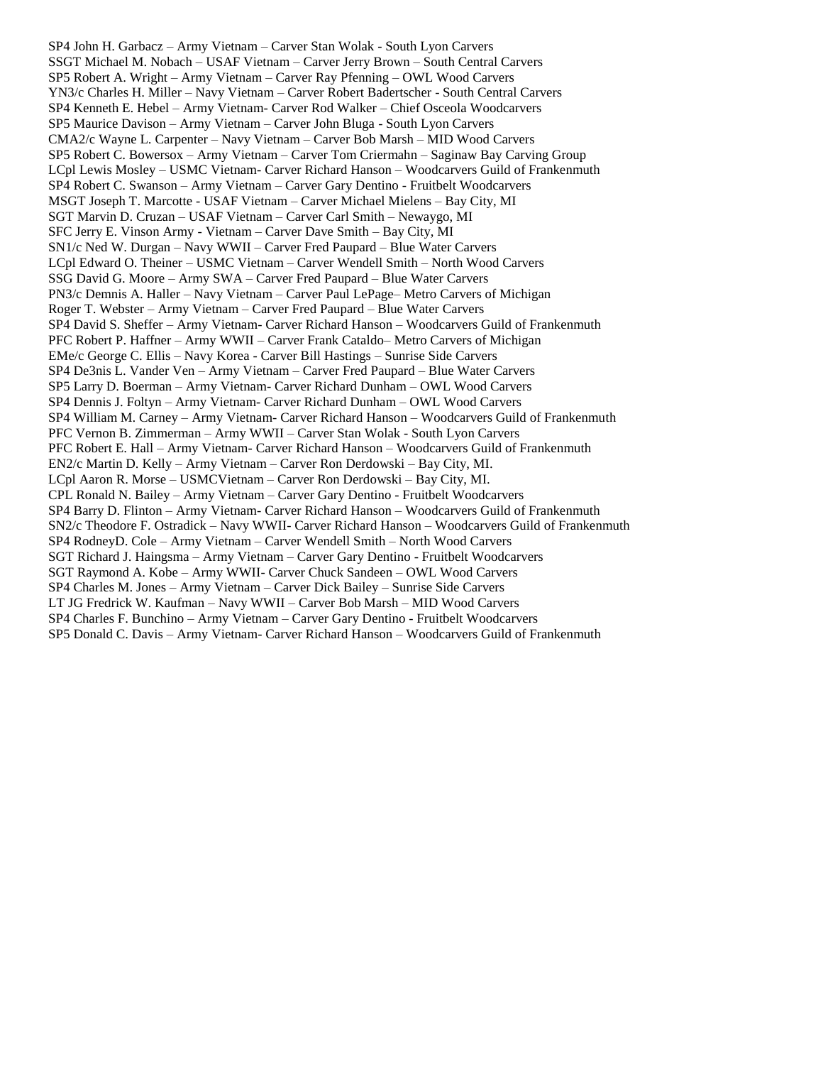SP4 John H. Garbacz – Army Vietnam – Carver Stan Wolak - South Lyon Carvers
SSGT Michael M. Nobach – USAF Vietnam – Carver Jerry Brown – South Central Carvers
SP5 Robert A. Wright – Army Vietnam – Carver Ray Pfenning – OWL Wood Carvers
YN3/c Charles H. Miller – Navy Vietnam – Carver Robert Badertscher - South Central Carvers
SP4 Kenneth E. Hebel – Army Vietnam- Carver Rod Walker – Chief Osceola Woodcarvers
SP5 Maurice Davison – Army Vietnam – Carver John Bluga - South Lyon Carvers
CMA2/c Wayne L. Carpenter – Navy Vietnam – Carver Bob Marsh – MID Wood Carvers
SP5 Robert C. Bowersox – Army Vietnam – Carver Tom Criermahn – Saginaw Bay Carving Group
LCpl Lewis Mosley – USMC Vietnam- Carver Richard Hanson – Woodcarvers Guild of Frankenmuth
SP4 Robert C. Swanson – Army Vietnam – Carver Gary Dentino - Fruitbelt Woodcarvers
MSGT Joseph T. Marcotte - USAF Vietnam – Carver Michael Mielens – Bay City, MI
SGT Marvin D. Cruzan – USAF Vietnam – Carver Carl Smith – Newaygo, MI
SFC Jerry E. Vinson Army - Vietnam – Carver Dave Smith – Bay City, MI
SN1/c Ned W. Durgan – Navy WWII – Carver Fred Paupard – Blue Water Carvers
LCpl Edward O. Theiner – USMC Vietnam – Carver Wendell Smith – North Wood Carvers
SSG David G. Moore – Army SWA – Carver Fred Paupard – Blue Water Carvers
PN3/c Demnis A. Haller – Navy Vietnam – Carver Paul LePage– Metro Carvers of Michigan
Roger T. Webster – Army Vietnam – Carver Fred Paupard – Blue Water Carvers
SP4 David S. Sheffer – Army Vietnam- Carver Richard Hanson – Woodcarvers Guild of Frankenmuth
PFC Robert P. Haffner – Army WWII – Carver Frank Cataldo– Metro Carvers of Michigan
EMe/c George C. Ellis – Navy Korea - Carver Bill Hastings – Sunrise Side Carvers
SP4 De3nis L. Vander Ven – Army Vietnam – Carver Fred Paupard – Blue Water Carvers
SP5 Larry D. Boerman – Army Vietnam- Carver Richard Dunham – OWL Wood Carvers
SP4 Dennis J. Foltyn – Army Vietnam- Carver Richard Dunham – OWL Wood Carvers
SP4 William M. Carney – Army Vietnam- Carver Richard Hanson – Woodcarvers Guild of Frankenmuth
PFC Vernon B. Zimmerman – Army WWII – Carver Stan Wolak - South Lyon Carvers
PFC Robert E. Hall – Army Vietnam- Carver Richard Hanson – Woodcarvers Guild of Frankenmuth
EN2/c Martin D. Kelly – Army Vietnam – Carver Ron Derdowski – Bay City, MI.
LCpl Aaron R. Morse – USMCVietnam – Carver Ron Derdowski – Bay City, MI.
CPL Ronald N. Bailey – Army Vietnam – Carver Gary Dentino - Fruitbelt Woodcarvers
SP4 Barry D. Flinton – Army Vietnam- Carver Richard Hanson – Woodcarvers Guild of Frankenmuth
SN2/c Theodore F. Ostradick – Navy WWII- Carver Richard Hanson – Woodcarvers Guild of Frankenmuth
SP4 RodneyD. Cole – Army Vietnam – Carver Wendell Smith – North Wood Carvers
SGT Richard J. Haingsma – Army Vietnam – Carver Gary Dentino - Fruitbelt Woodcarvers
SGT Raymond A. Kobe – Army WWII- Carver Chuck Sandeen – OWL Wood Carvers
SP4 Charles M. Jones – Army Vietnam – Carver Dick Bailey – Sunrise Side Carvers
LT JG Fredrick W. Kaufman – Navy WWII – Carver Bob Marsh – MID Wood Carvers
SP4 Charles F. Bunchino – Army Vietnam – Carver Gary Dentino - Fruitbelt Woodcarvers
SP5 Donald C. Davis – Army Vietnam- Carver Richard Hanson – Woodcarvers Guild of Frankenmuth